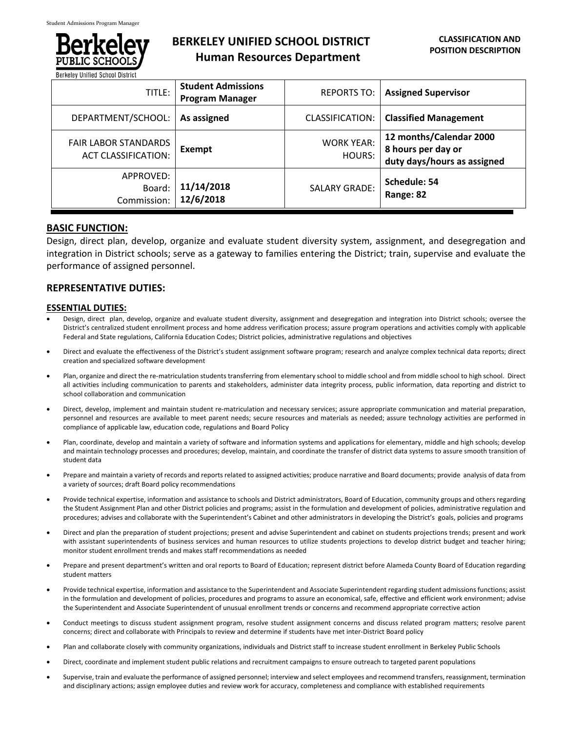# BERKELEY UNIFIED SCHOOL DISTRICT
## Human Resources Department

**CLASSIFICATION AND POSITION DESCRIPTION**

| | | | |
|---|---|---|---|
| TITLE: | **Student Admissions Program Manager** | REPORTS TO: | **Assigned Supervisor** |
| DEPARTMENT/SCHOOL: | **As assigned** | CLASSIFICATION: | **Classified Management** |
| FAIR LABOR STANDARDS ACT CLASSIFICATION: | **Exempt** | WORK YEAR: HOURS: | **12 months/Calendar 2000 8 hours per day or duty days/hours as assigned** |
| APPROVED: Board: Commission: | **11/14/2018 12/6/2018** | SALARY GRADE: | **Schedule: 54 Range: 82** |

## BASIC FUNCTION:

Design, direct plan, develop, organize and evaluate student diversity system, assignment, and desegregation and integration in District schools; serve as a gateway to families entering the District; train, supervise and evaluate the performance of assigned personnel.

## REPRESENTATIVE DUTIES:

### ESSENTIAL DUTIES:

- Design, direct plan, develop, organize and evaluate student diversity, assignment and desegregation and integration into District schools; oversee the District's centralized student enrollment process and home address verification process; assure program operations and activities comply with applicable Federal and State regulations, California Education Codes; District policies, administrative regulations and objectives
- Direct and evaluate the effectiveness of the District's student assignment software program; research and analyze complex technical data reports; direct creation and specialized software development
- Plan, organize and direct the re-matriculation students transferring from elementary school to middle school and from middle school to high school. Direct all activities including communication to parents and stakeholders, administer data integrity process, public information, data reporting and district to school collaboration and communication
- Direct, develop, implement and maintain student re-matriculation and necessary services; assure appropriate communication and material preparation, personnel and resources are available to meet parent needs; secure resources and materials as needed; assure technology activities are performed in compliance of applicable law, education code, regulations and Board Policy
- Plan, coordinate, develop and maintain a variety of software and information systems and applications for elementary, middle and high schools; develop and maintain technology processes and procedures; develop, maintain, and coordinate the transfer of district data systems to assure smooth transition of student data
- Prepare and maintain a variety of records and reports related to assigned activities; produce narrative and Board documents; provide analysis of data from a variety of sources; draft Board policy recommendations
- Provide technical expertise, information and assistance to schools and District administrators, Board of Education, community groups and others regarding the Student Assignment Plan and other District policies and programs; assist in the formulation and development of policies, administrative regulation and procedures; advises and collaborate with the Superintendent's Cabinet and other administrators in developing the District's goals, policies and programs
- Direct and plan the preparation of student projections; present and advise Superintendent and cabinet on students projections trends; present and work with assistant superintendents of business services and human resources to utilize students projections to develop district budget and teacher hiring; monitor student enrollment trends and makes staff recommendations as needed
- Prepare and present department's written and oral reports to Board of Education; represent district before Alameda County Board of Education regarding student matters
- Provide technical expertise, information and assistance to the Superintendent and Associate Superintendent regarding student admissions functions; assist in the formulation and development of policies, procedures and programs to assure an economical, safe, effective and efficient work environment; advise the Superintendent and Associate Superintendent of unusual enrollment trends or concerns and recommend appropriate corrective action
- Conduct meetings to discuss student assignment program, resolve student assignment concerns and discuss related program matters; resolve parent concerns; direct and collaborate with Principals to review and determine if students have met inter-District Board policy
- Plan and collaborate closely with community organizations, individuals and District staff to increase student enrollment in Berkeley Public Schools
- Direct, coordinate and implement student public relations and recruitment campaigns to ensure outreach to targeted parent populations
- Supervise, train and evaluate the performance of assigned personnel; interview and select employees and recommend transfers, reassignment, termination and disciplinary actions; assign employee duties and review work for accuracy, completeness and compliance with established requirements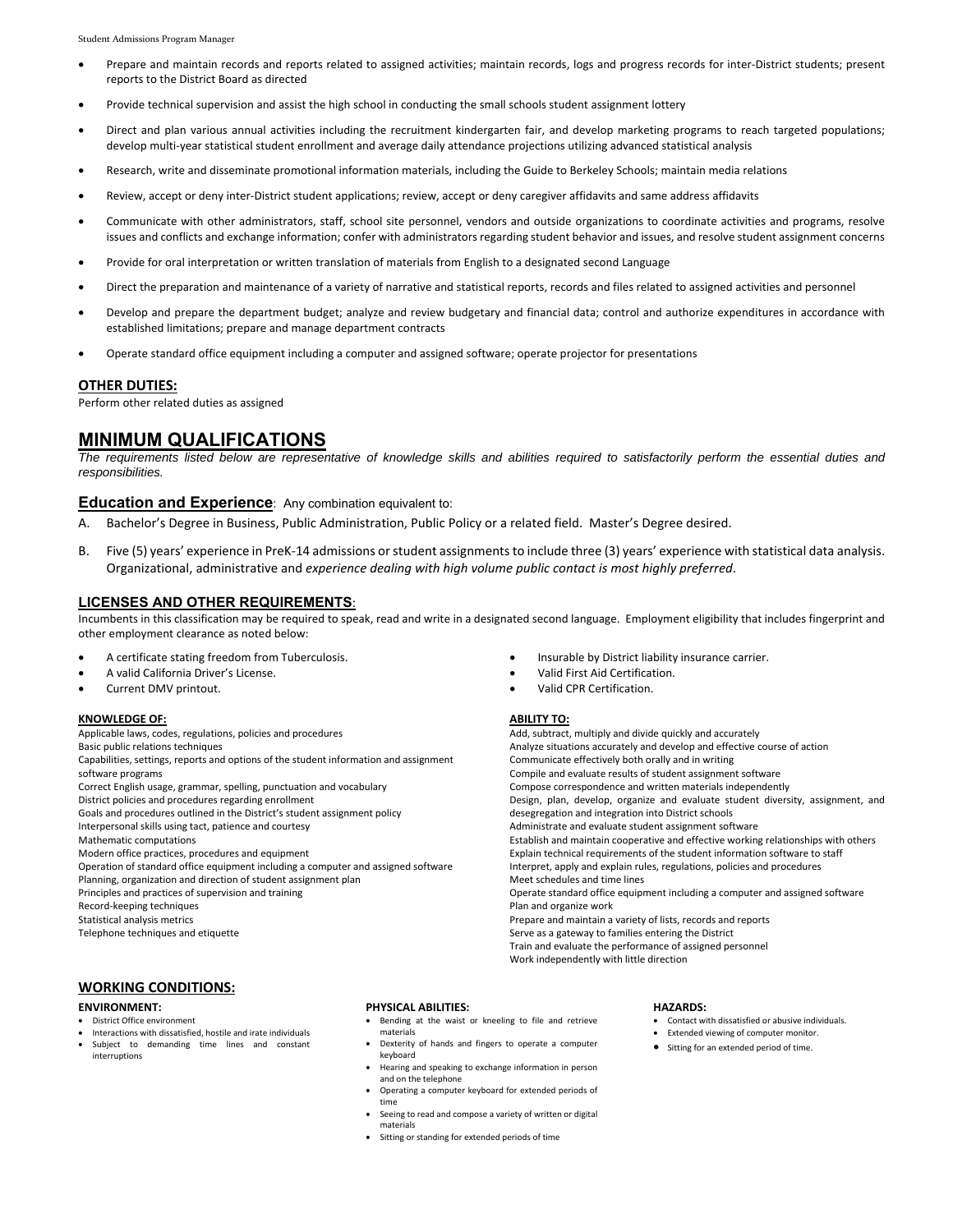- Prepare and maintain records and reports related to assigned activities; maintain records, logs and progress records for inter-District students; present reports to the District Board as directed
- Provide technical supervision and assist the high school in conducting the small schools student assignment lottery
- Direct and plan various annual activities including the recruitment kindergarten fair, and develop marketing programs to reach targeted populations; develop multi-year statistical student enrollment and average daily attendance projections utilizing advanced statistical analysis
- Research, write and disseminate promotional information materials, including the Guide to Berkeley Schools; maintain media relations
- Review, accept or deny inter-District student applications; review, accept or deny caregiver affidavits and same address affidavits
- Communicate with other administrators, staff, school site personnel, vendors and outside organizations to coordinate activities and programs, resolve issues and conflicts and exchange information; confer with administrators regarding student behavior and issues, and resolve student assignment concerns
- Provide for oral interpretation or written translation of materials from English to a designated second Language
- Direct the preparation and maintenance of a variety of narrative and statistical reports, records and files related to assigned activities and personnel
- Develop and prepare the department budget; analyze and review budgetary and financial data; control and authorize expenditures in accordance with established limitations; prepare and manage department contracts
- Operate standard office equipment including a computer and assigned software; operate projector for presentations

## OTHER DUTIES:

Perform other related duties as assigned

# MINIMUM QUALIFICATIONS

*The requirements listed below are representative of knowledge skills and abilities required to satisfactorily perform the essential duties and responsibilities.*

### Education and Experience: Any combination equivalent to:

A. Bachelor's Degree in Business, Public Administration, Public Policy or a related field. Master's Degree desired.

B. Five (5) years' experience in PreK-14 admissions or student assignments to include three (3) years' experience with statistical data analysis. Organizational, administrative and *experience dealing with high volume public contact is most highly preferred*.

## LICENSES AND OTHER REQUIREMENTS:

Incumbents in this classification may be required to speak, read and write in a designated second language. Employment eligibility that includes fingerprint and other employment clearance as noted below:

- A certificate stating freedom from Tuberculosis.
- A valid California Driver's License.
- Current DMV printout.
- Insurable by District liability insurance carrier.
- Valid First Aid Certification.
- Valid CPR Certification.

### KNOWLEDGE OF:

Applicable laws, codes, regulations, policies and procedures
Basic public relations techniques
Capabilities, settings, reports and options of the student information and assignment software programs
Correct English usage, grammar, spelling, punctuation and vocabulary
District policies and procedures regarding enrollment
Goals and procedures outlined in the District's student assignment policy
Interpersonal skills using tact, patience and courtesy
Mathematic computations
Modern office practices, procedures and equipment
Operation of standard office equipment including a computer and assigned software
Planning, organization and direction of student assignment plan
Principles and practices of supervision and training
Record-keeping techniques
Statistical analysis metrics
Telephone techniques and etiquette

### ABILITY TO:

Add, subtract, multiply and divide quickly and accurately
Analyze situations accurately and develop and effective course of action
Communicate effectively both orally and in writing
Compile and evaluate results of student assignment software
Compose correspondence and written materials independently
Design, plan, develop, organize and evaluate student diversity, assignment, and desegregation and integration into District schools
Administrate and evaluate student assignment software
Establish and maintain cooperative and effective working relationships with others
Explain technical requirements of the student information software to staff
Interpret, apply and explain rules, regulations, policies and procedures
Meet schedules and time lines
Operate standard office equipment including a computer and assigned software
Plan and organize work
Prepare and maintain a variety of lists, records and reports
Serve as a gateway to families entering the District
Train and evaluate the performance of assigned personnel
Work independently with little direction

## WORKING CONDITIONS:

### ENVIRONMENT:

- District Office environment
- Interactions with dissatisfied, hostile and irate individuals
- Subject to demanding time lines and constant interruptions

### PHYSICAL ABILITIES:

- Bending at the waist or kneeling to file and retrieve materials
- Dexterity of hands and fingers to operate a computer keyboard
- Hearing and speaking to exchange information in person and on the telephone
- Operating a computer keyboard for extended periods of time
- Seeing to read and compose a variety of written or digital materials
- Sitting or standing for extended periods of time

### HAZARDS:

- Contact with dissatisfied or abusive individuals.
- Extended viewing of computer monitor.
- Sitting for an extended period of time.